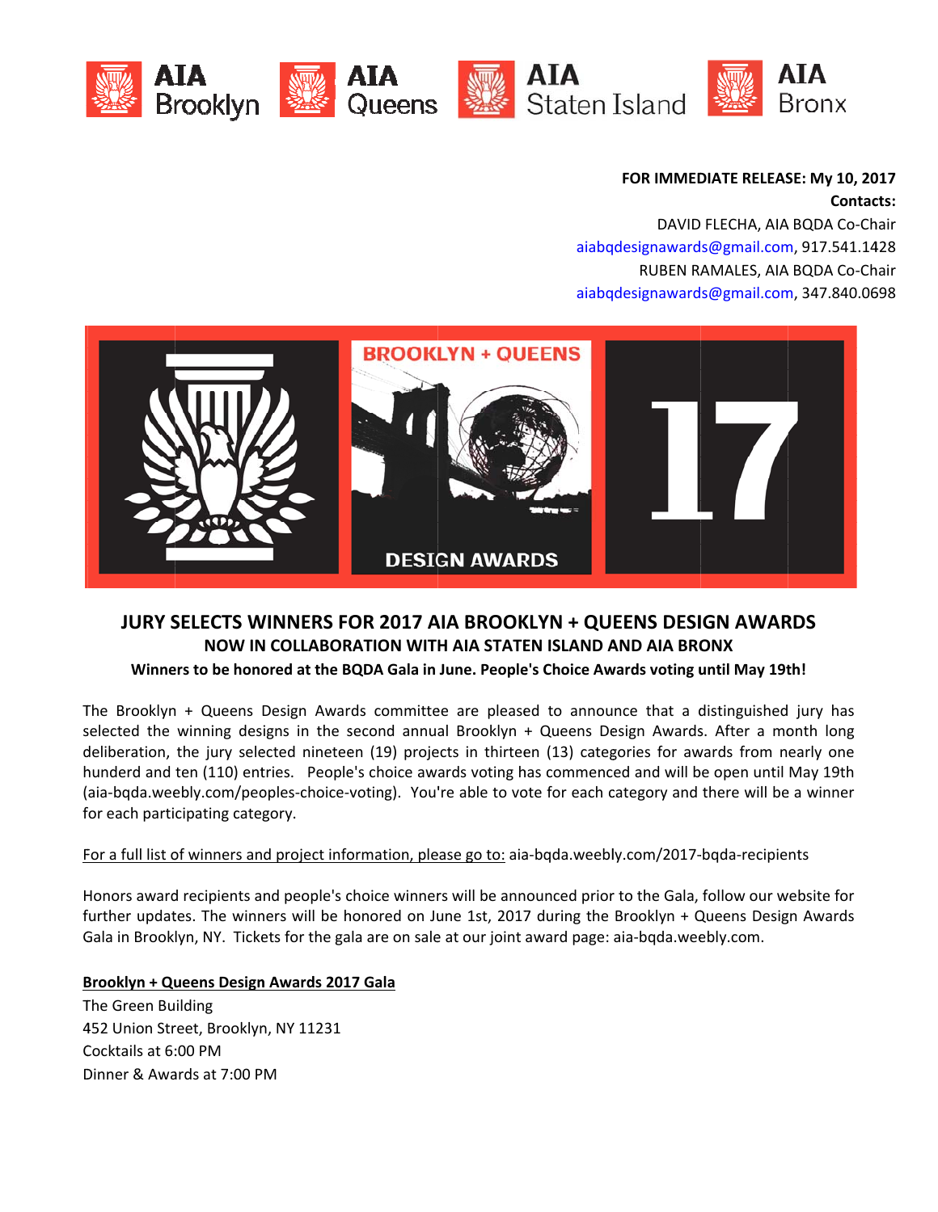AIA Brooklyn AIA Queens AIA Staten Island AIA Bronx

**FOR IMMEDIATE RELEASE: My 10, 2017**
**Contacts:**
DAVID FLECHA, AIA BQDA Co-Chair
aiabqdesignawards@gmail.com, 917.541.1428
RUBEN RAMALES, AIA BQDA Co-Chair
aiabqdesignawards@gmail.com, 347.840.0698

BROOKLYN + QUEENS DESIGN AWARDS 17

## JURY SELECTS WINNERS FOR 2017 AIA BROOKLYN + QUEENS DESIGN AWARDS

### NOW IN COLLABORATION WITH AIA STATEN ISLAND AND AIA BRONX

**Winners to be honored at the BQDA Gala in June. People's Choice Awards voting until May 19th!**

The Brooklyn + Queens Design Awards committee are pleased to announce that a distinguished jury has selected the winning designs in the second annual Brooklyn + Queens Design Awards. After a month long deliberation, the jury selected nineteen (19) projects in thirteen (13) categories for awards from nearly one hunderd and ten (110) entries. People's choice awards voting has commenced and will be open until May 19th (aia-bqda.weebly.com/peoples-choice-voting). You're able to vote for each category and there will be a winner for each participating category.

For a full list of winners and project information, please go to: aia-bqda.weebly.com/2017-bqda-recipients

Honors award recipients and people's choice winners will be announced prior to the Gala, follow our website for further updates. The winners will be honored on June 1st, 2017 during the Brooklyn + Queens Design Awards Gala in Brooklyn, NY. Tickets for the gala are on sale at our joint award page: aia-bqda.weebly.com.

**Brooklyn + Queens Design Awards 2017 Gala**
The Green Building
452 Union Street, Brooklyn, NY 11231
Cocktails at 6:00 PM
Dinner & Awards at 7:00 PM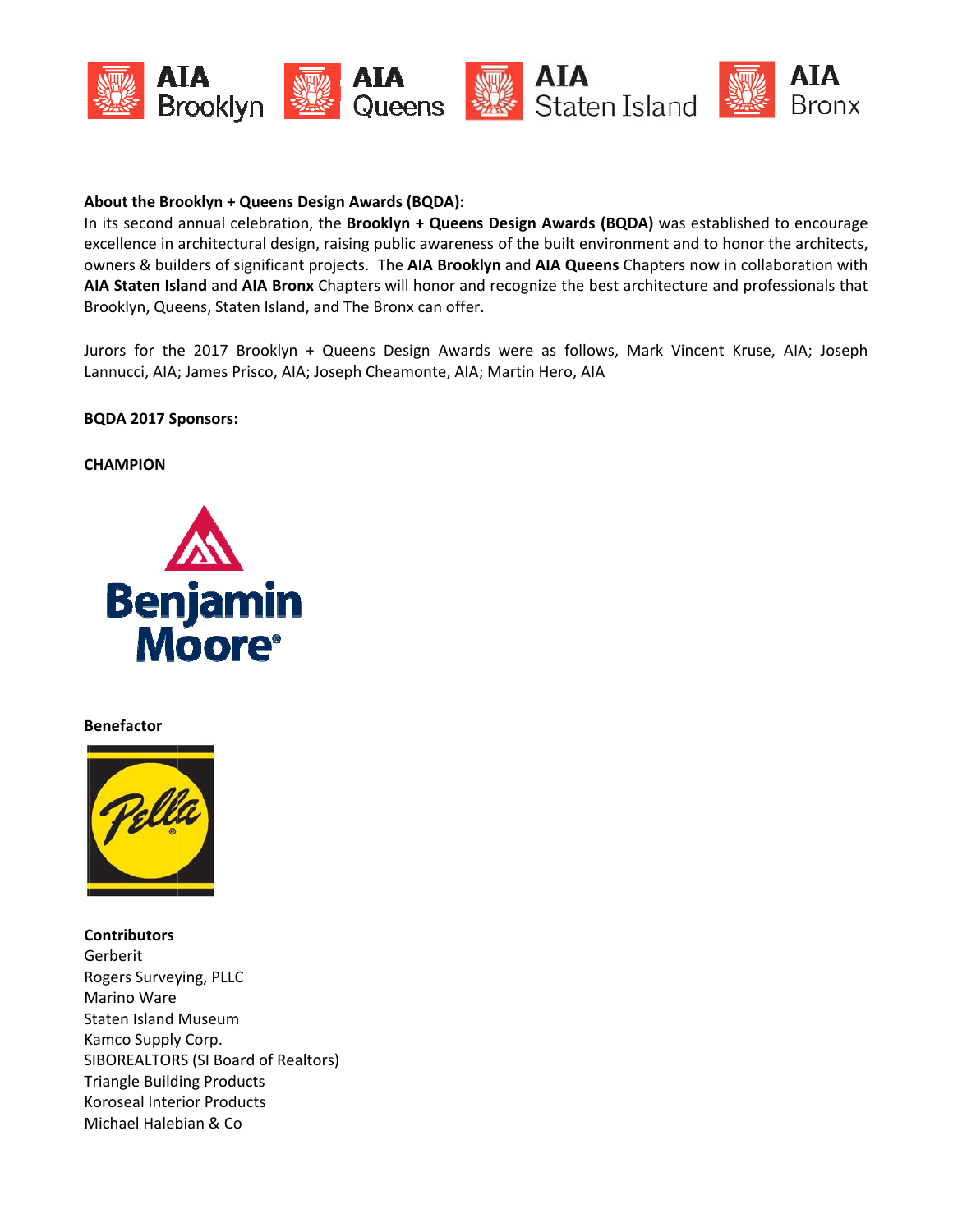**About the Brooklyn + Queens Design Awards (BQDA):**

In its second annual celebration, the **Brooklyn + Queens Design Awards (BQDA)** was established to encourage excellence in architectural design, raising public awareness of the built environment and to honor the architects, owners & builders of significant projects. The **AIA Brooklyn** and **AIA Queens** Chapters now in collaboration with **AIA Staten Island** and **AIA Bronx** Chapters will honor and recognize the best architecture and professionals that Brooklyn, Queens, Staten Island, and The Bronx can offer.

Jurors for the 2017 Brooklyn + Queens Design Awards were as follows, Mark Vincent Kruse, AIA; Joseph Lannucci, AIA; James Prisco, AIA; Joseph Cheamonte, AIA; Martin Hero, AIA

**BQDA 2017 Sponsors:**

**CHAMPION**

Benjamin Moore®

**Benefactor**

Pella®

**Contributors**

Gerberit
Rogers Surveying, PLLC
Marino Ware
Staten Island Museum
Kamco Supply Corp.
SIBOREALTORS (SI Board of Realtors)
Triangle Building Products
Koroseal Interior Products
Michael Halebian & Co